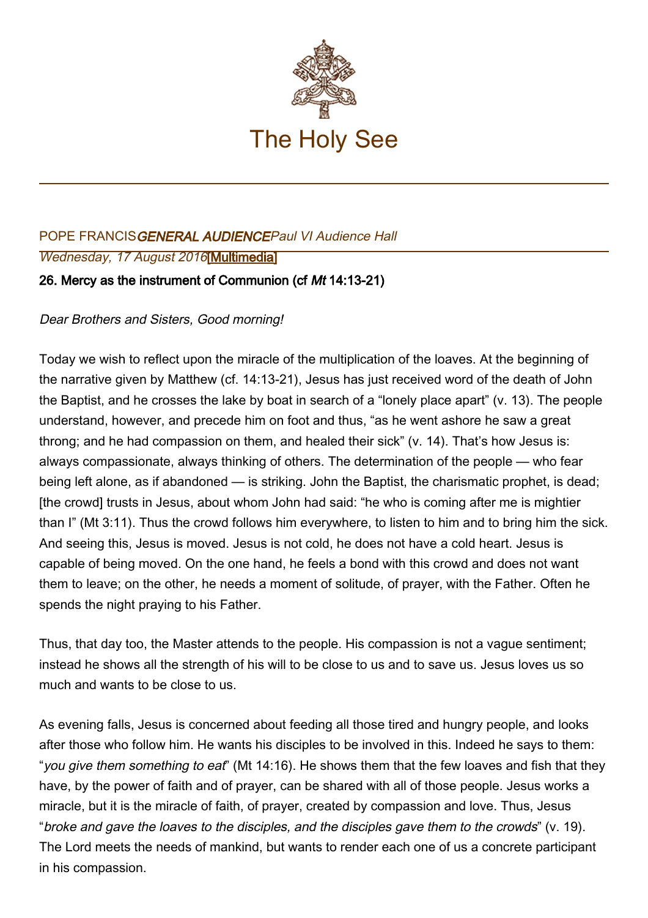# The Holy See

POPE FRANCIS *GENERAL AUDIENCE* *Paul VI Audience Hall*

*Wednesday, 17 August 2016* [Multimedia]

### 26. Mercy as the instrument of Communion (cf *Mt* 14:13-21)

*Dear Brothers and Sisters, Good morning!*

Today we wish to reflect upon the miracle of the multiplication of the loaves. At the beginning of the narrative given by Matthew (cf. 14:13-21), Jesus has just received word of the death of John the Baptist, and he crosses the lake by boat in search of a "lonely place apart" (v. 13). The people understand, however, and precede him on foot and thus, "as he went ashore he saw a great throng; and he had compassion on them, and healed their sick" (v. 14). That's how Jesus is: always compassionate, always thinking of others. The determination of the people — who fear being left alone, as if abandoned — is striking. John the Baptist, the charismatic prophet, is dead; [the crowd] trusts in Jesus, about whom John had said: "he who is coming after me is mightier than I" (Mt 3:11). Thus the crowd follows him everywhere, to listen to him and to bring him the sick. And seeing this, Jesus is moved. Jesus is not cold, he does not have a cold heart. Jesus is capable of being moved. On the one hand, he feels a bond with this crowd and does not want them to leave; on the other, he needs a moment of solitude, of prayer, with the Father. Often he spends the night praying to his Father.

Thus, that day too, the Master attends to the people. His compassion is not a vague sentiment; instead he shows all the strength of his will to be close to us and to save us. Jesus loves us so much and wants to be close to us.

As evening falls, Jesus is concerned about feeding all those tired and hungry people, and looks after those who follow him. He wants his disciples to be involved in this. Indeed he says to them: "*you give them something to eat*" (Mt 14:16). He shows them that the few loaves and fish that they have, by the power of faith and of prayer, can be shared with all of those people. Jesus works a miracle, but it is the miracle of faith, of prayer, created by compassion and love. Thus, Jesus "*broke and gave the loaves to the disciples, and the disciples gave them to the crowds*" (v. 19). The Lord meets the needs of mankind, but wants to render each one of us a concrete participant in his compassion.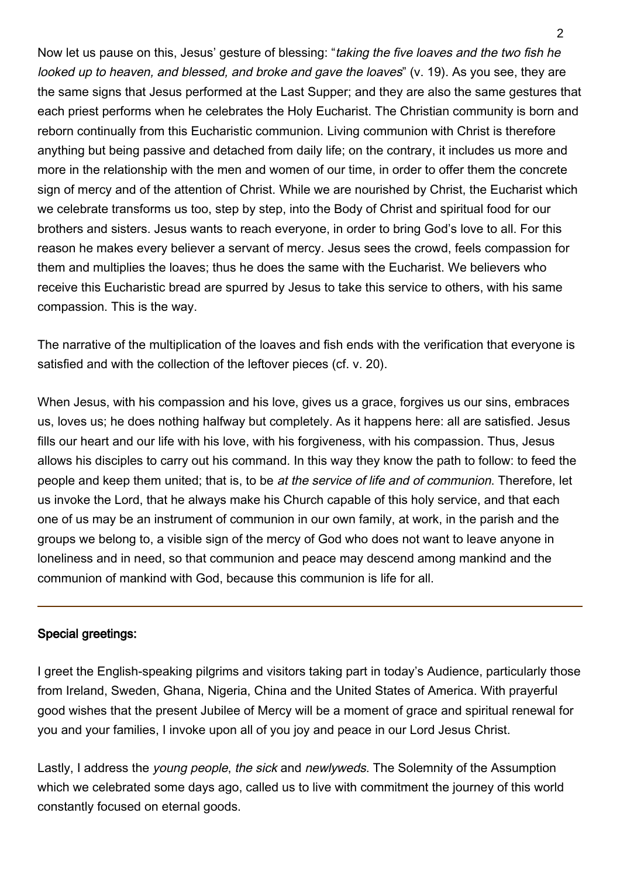Now let us pause on this, Jesus' gesture of blessing: "*taking the five loaves and the two fish he looked up to heaven, and blessed, and broke and gave the loaves*" (v. 19). As you see, they are the same signs that Jesus performed at the Last Supper; and they are also the same gestures that each priest performs when he celebrates the Holy Eucharist. The Christian community is born and reborn continually from this Eucharistic communion. Living communion with Christ is therefore anything but being passive and detached from daily life; on the contrary, it includes us more and more in the relationship with the men and women of our time, in order to offer them the concrete sign of mercy and of the attention of Christ. While we are nourished by Christ, the Eucharist which we celebrate transforms us too, step by step, into the Body of Christ and spiritual food for our brothers and sisters. Jesus wants to reach everyone, in order to bring God's love to all. For this reason he makes every believer a servant of mercy. Jesus sees the crowd, feels compassion for them and multiplies the loaves; thus he does the same with the Eucharist. We believers who receive this Eucharistic bread are spurred by Jesus to take this service to others, with his same compassion. This is the way.

The narrative of the multiplication of the loaves and fish ends with the verification that everyone is satisfied and with the collection of the leftover pieces (cf. v. 20).

When Jesus, with his compassion and his love, gives us a grace, forgives us our sins, embraces us, loves us; he does nothing halfway but completely. As it happens here: all are satisfied. Jesus fills our heart and our life with his love, with his forgiveness, with his compassion. Thus, Jesus allows his disciples to carry out his command. In this way they know the path to follow: to feed the people and keep them united; that is, to be *at the service of life and of communion*. Therefore, let us invoke the Lord, that he always make his Church capable of this holy service, and that each one of us may be an instrument of communion in our own family, at work, in the parish and the groups we belong to, a visible sign of the mercy of God who does not want to leave anyone in loneliness and in need, so that communion and peace may descend among mankind and the communion of mankind with God, because this communion is life for all.

---

**Special greetings:**

I greet the English-speaking pilgrims and visitors taking part in today's Audience, particularly those from Ireland, Sweden, Ghana, Nigeria, China and the United States of America. With prayerful good wishes that the present Jubilee of Mercy will be a moment of grace and spiritual renewal for you and your families, I invoke upon all of you joy and peace in our Lord Jesus Christ.

Lastly, I address the *young people*, *the sick* and *newlyweds*. The Solemnity of the Assumption which we celebrated some days ago, called us to live with commitment the journey of this world constantly focused on eternal goods.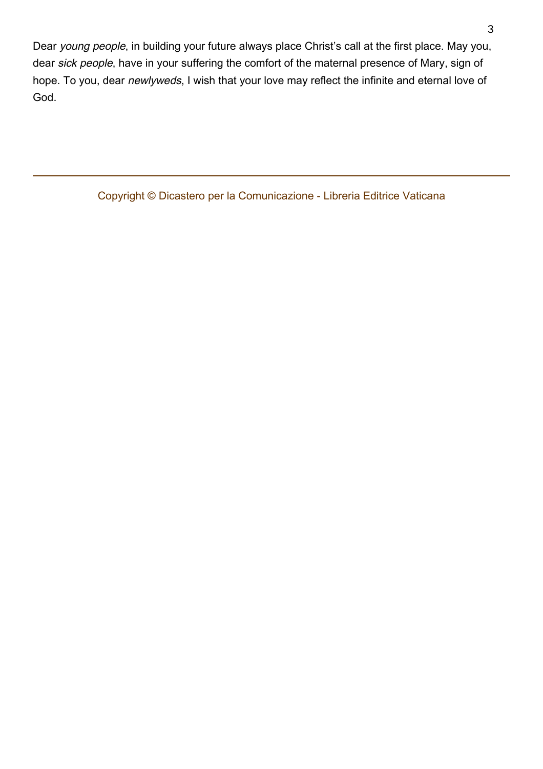Dear *young people*, in building your future always place Christ's call at the first place. May you, dear *sick people*, have in your suffering the comfort of the maternal presence of Mary, sign of hope. To you, dear *newlyweds*, I wish that your love may reflect the infinite and eternal love of God.

---

Copyright © Dicastero per la Comunicazione - Libreria Editrice Vaticana